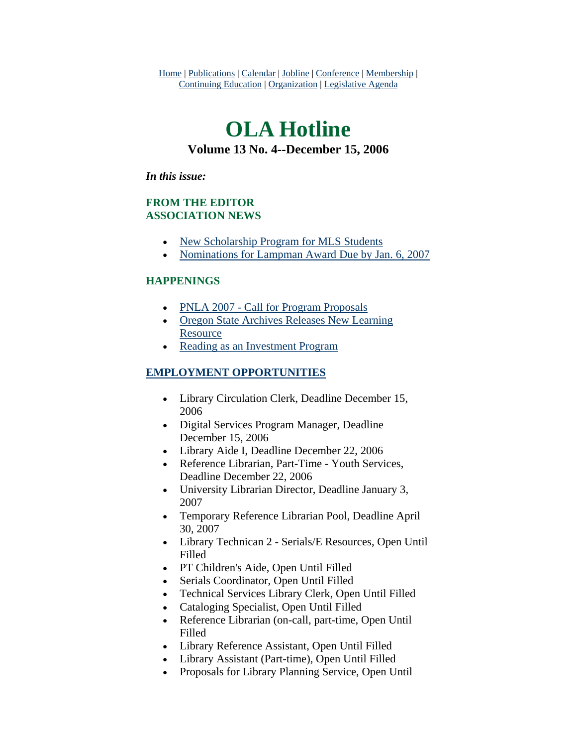Home | Publications | Calendar | Jobline | Conference | Membership | Continuing Education | Organization | Legislative Agenda

# OLA Hotline

### Volume 13 No. 4--December 15, 2006

***In this issue:***

**FROM THE EDITOR**
**ASSOCIATION NEWS**

- New Scholarship Program for MLS Students
- Nominations for Lampman Award Due by Jan. 6, 2007

**HAPPENINGS**

- PNLA 2007 - Call for Program Proposals
- Oregon State Archives Releases New Learning Resource
- Reading as an Investment Program

**EMPLOYMENT OPPORTUNITIES**

- Library Circulation Clerk, Deadline December 15, 2006
- Digital Services Program Manager, Deadline December 15, 2006
- Library Aide I, Deadline December 22, 2006
- Reference Librarian, Part-Time - Youth Services, Deadline December 22, 2006
- University Librarian Director, Deadline January 3, 2007
- Temporary Reference Librarian Pool, Deadline April 30, 2007
- Library Technican 2 - Serials/E Resources, Open Until Filled
- PT Children's Aide, Open Until Filled
- Serials Coordinator, Open Until Filled
- Technical Services Library Clerk, Open Until Filled
- Cataloging Specialist, Open Until Filled
- Reference Librarian (on-call, part-time, Open Until Filled
- Library Reference Assistant, Open Until Filled
- Library Assistant (Part-time), Open Until Filled
- Proposals for Library Planning Service, Open Until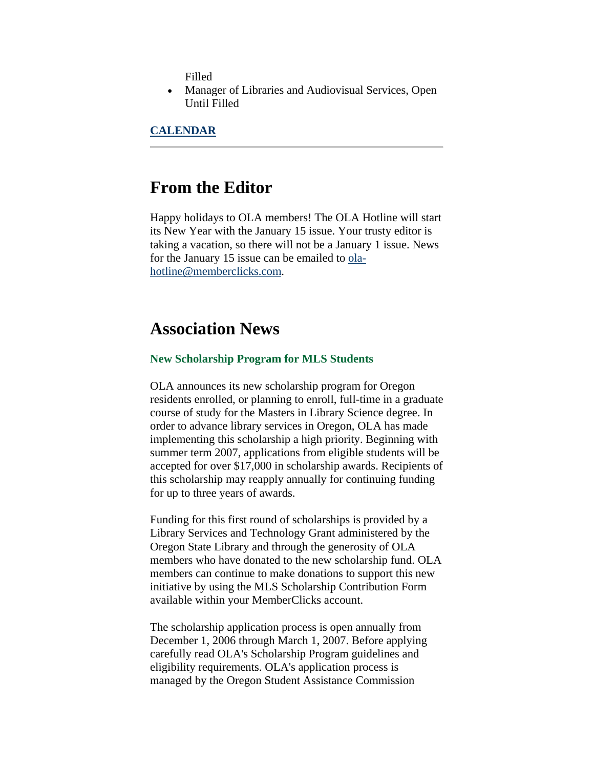Filled

- Manager of Libraries and Audiovisual Services, Open Until Filled

**CALENDAR**

---

# From the Editor

Happy holidays to OLA members! The OLA Hotline will start its New Year with the January 15 issue. Your trusty editor is taking a vacation, so there will not be a January 1 issue. News for the January 15 issue can be emailed to ola-hotline@memberclicks.com.

# Association News

### New Scholarship Program for MLS Students

OLA announces its new scholarship program for Oregon residents enrolled, or planning to enroll, full-time in a graduate course of study for the Masters in Library Science degree. In order to advance library services in Oregon, OLA has made implementing this scholarship a high priority. Beginning with summer term 2007, applications from eligible students will be accepted for over $17,000 in scholarship awards. Recipients of this scholarship may reapply annually for continuing funding for up to three years of awards.

Funding for this first round of scholarships is provided by a Library Services and Technology Grant administered by the Oregon State Library and through the generosity of OLA members who have donated to the new scholarship fund. OLA members can continue to make donations to support this new initiative by using the MLS Scholarship Contribution Form available within your MemberClicks account.

The scholarship application process is open annually from December 1, 2006 through March 1, 2007. Before applying carefully read OLA's Scholarship Program guidelines and eligibility requirements. OLA's application process is managed by the Oregon Student Assistance Commission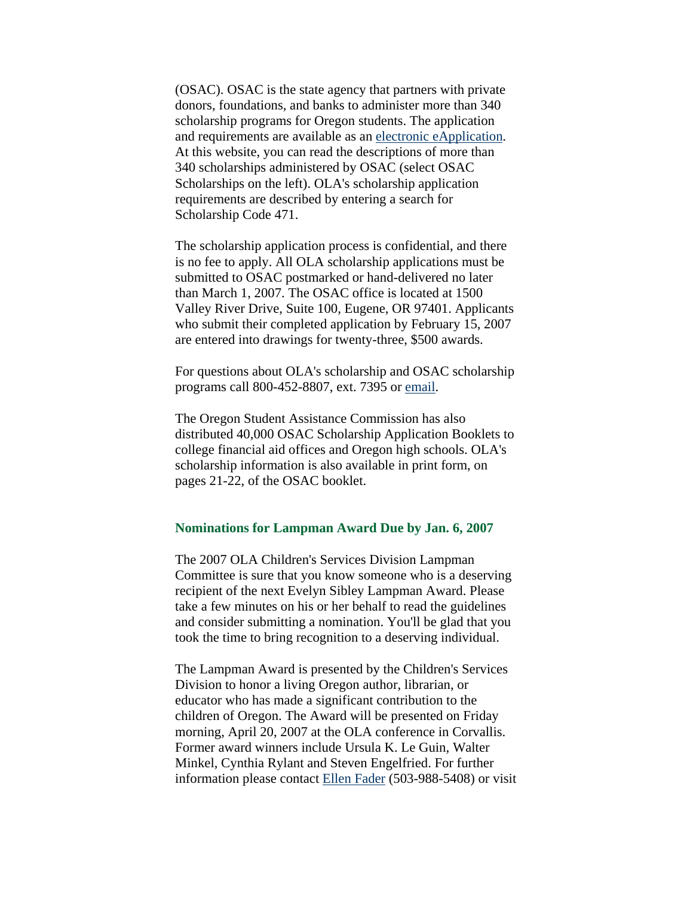(OSAC). OSAC is the state agency that partners with private donors, foundations, and banks to administer more than 340 scholarship programs for Oregon students. The application and requirements are available as an electronic eApplication. At this website, you can read the descriptions of more than 340 scholarships administered by OSAC (select OSAC Scholarships on the left). OLA's scholarship application requirements are described by entering a search for Scholarship Code 471.

The scholarship application process is confidential, and there is no fee to apply. All OLA scholarship applications must be submitted to OSAC postmarked or hand-delivered no later than March 1, 2007. The OSAC office is located at 1500 Valley River Drive, Suite 100, Eugene, OR 97401. Applicants who submit their completed application by February 15, 2007 are entered into drawings for twenty-three, $500 awards.

For questions about OLA's scholarship and OSAC scholarship programs call 800-452-8807, ext. 7395 or email.

The Oregon Student Assistance Commission has also distributed 40,000 OSAC Scholarship Application Booklets to college financial aid offices and Oregon high schools. OLA's scholarship information is also available in print form, on pages 21-22, of the OSAC booklet.

### Nominations for Lampman Award Due by Jan. 6, 2007

The 2007 OLA Children's Services Division Lampman Committee is sure that you know someone who is a deserving recipient of the next Evelyn Sibley Lampman Award. Please take a few minutes on his or her behalf to read the guidelines and consider submitting a nomination. You'll be glad that you took the time to bring recognition to a deserving individual.

The Lampman Award is presented by the Children's Services Division to honor a living Oregon author, librarian, or educator who has made a significant contribution to the children of Oregon. The Award will be presented on Friday morning, April 20, 2007 at the OLA conference in Corvallis. Former award winners include Ursula K. Le Guin, Walter Minkel, Cynthia Rylant and Steven Engelfried. For further information please contact Ellen Fader (503-988-5408) or visit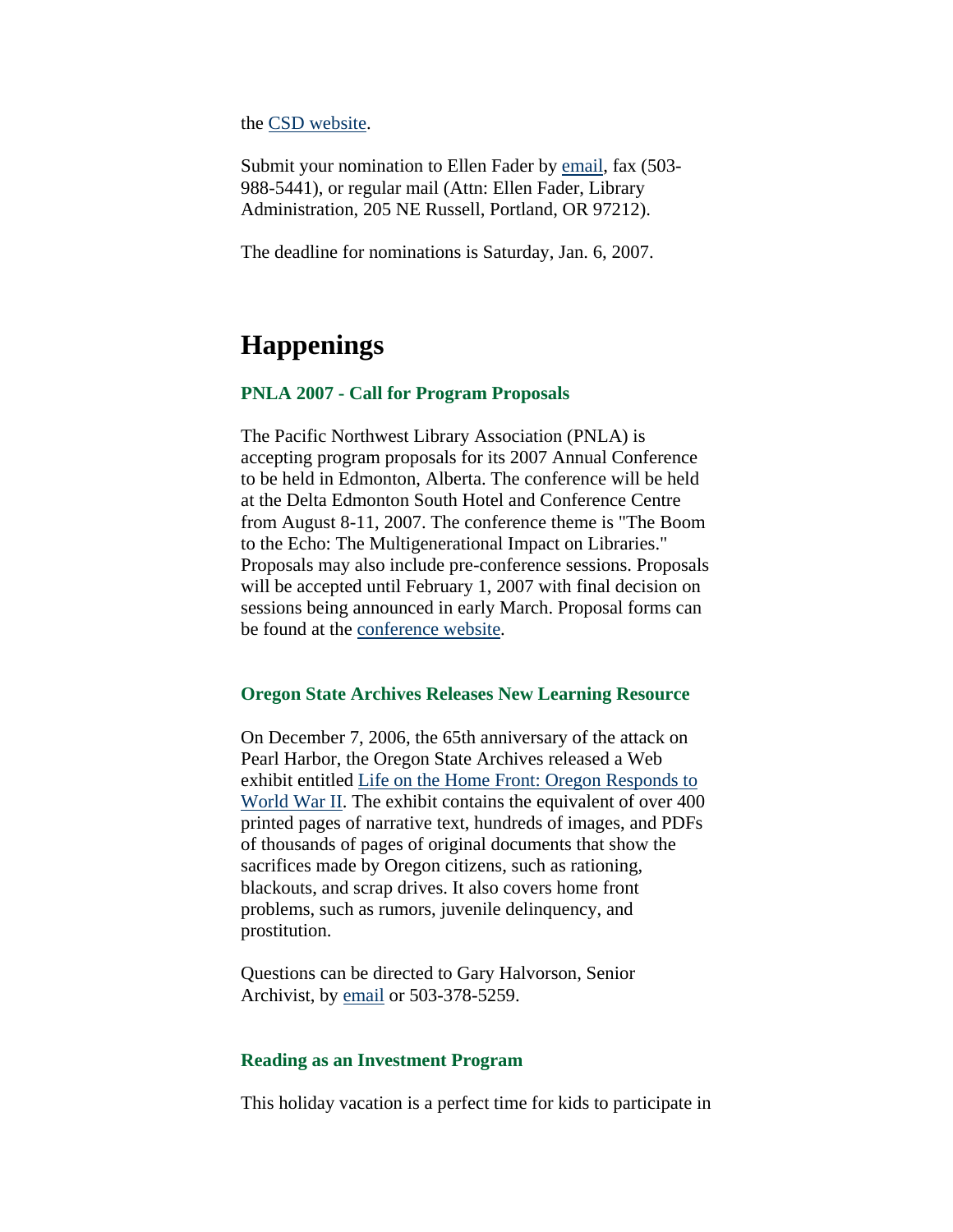the [CSD website](#).

Submit your nomination to Ellen Fader by [email](#), fax (503-988-5441), or regular mail (Attn: Ellen Fader, Library Administration, 205 NE Russell, Portland, OR 97212).

The deadline for nominations is Saturday, Jan. 6, 2007.

# Happenings

### PNLA 2007 - Call for Program Proposals

The Pacific Northwest Library Association (PNLA) is accepting program proposals for its 2007 Annual Conference to be held in Edmonton, Alberta. The conference will be held at the Delta Edmonton South Hotel and Conference Centre from August 8-11, 2007. The conference theme is "The Boom to the Echo: The Multigenerational Impact on Libraries." Proposals may also include pre-conference sessions. Proposals will be accepted until February 1, 2007 with final decision on sessions being announced in early March. Proposal forms can be found at the [conference website](#).

### Oregon State Archives Releases New Learning Resource

On December 7, 2006, the 65th anniversary of the attack on Pearl Harbor, the Oregon State Archives released a Web exhibit entitled [Life on the Home Front: Oregon Responds to World War II](#). The exhibit contains the equivalent of over 400 printed pages of narrative text, hundreds of images, and PDFs of thousands of pages of original documents that show the sacrifices made by Oregon citizens, such as rationing, blackouts, and scrap drives. It also covers home front problems, such as rumors, juvenile delinquency, and prostitution.

Questions can be directed to Gary Halvorson, Senior Archivist, by [email](#) or 503-378-5259.

### Reading as an Investment Program

This holiday vacation is a perfect time for kids to participate in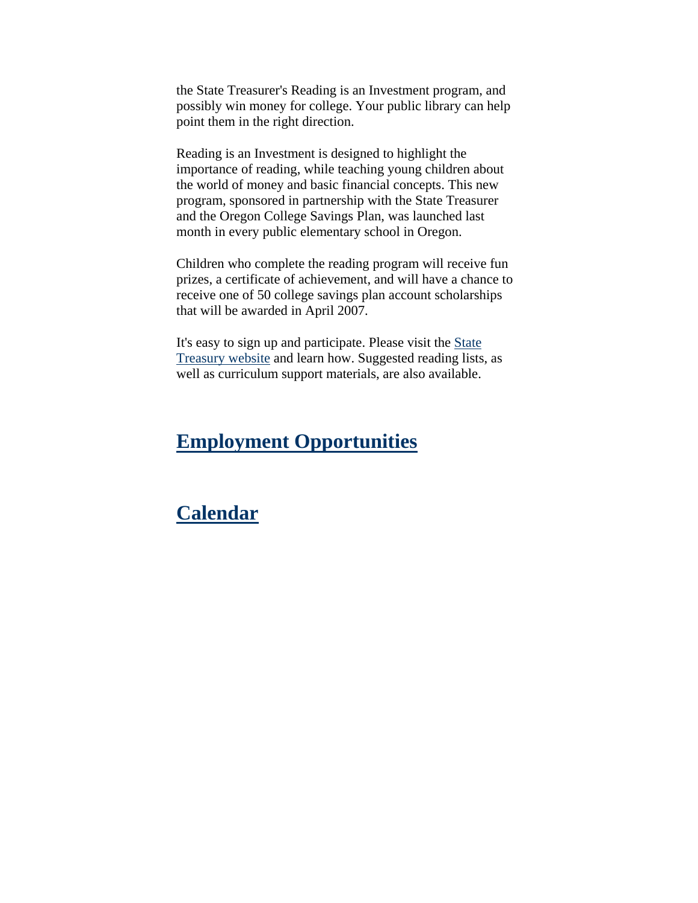the State Treasurer's Reading is an Investment program, and possibly win money for college. Your public library can help point them in the right direction.

Reading is an Investment is designed to highlight the importance of reading, while teaching young children about the world of money and basic financial concepts. This new program, sponsored in partnership with the State Treasurer and the Oregon College Savings Plan, was launched last month in every public elementary school in Oregon.

Children who complete the reading program will receive fun prizes, a certificate of achievement, and will have a chance to receive one of 50 college savings plan account scholarships that will be awarded in April 2007.

It's easy to sign up and participate. Please visit the State Treasury website and learn how. Suggested reading lists, as well as curriculum support materials, are also available.

## Employment Opportunities

## Calendar